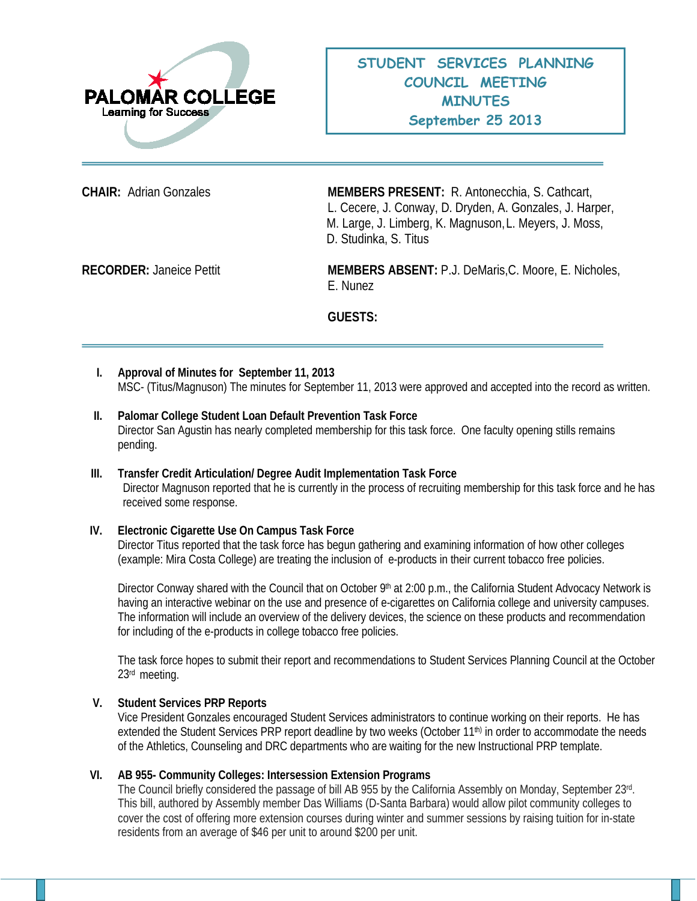PALOMAR COLLEGE
Learning for Success

# STUDENT SERVICES PLANNING COUNCIL MEETING MINUTES
## September 25 2013

**CHAIR:** Adrian Gonzales

**MEMBERS PRESENT:** R. Antonecchia, S. Cathcart, L. Cecere, J. Conway, D. Dryden, A. Gonzales, J. Harper, M. Large, J. Limberg, K. Magnuson, L. Meyers, J. Moss, D. Studinka, S. Titus

**RECORDER:** Janeice Pettit

**MEMBERS ABSENT:** P.J. DeMaris, C. Moore, E. Nicholes, E. Nunez

**GUESTS:**

---

I. **Approval of Minutes for September 11, 2013**
MSC- (Titus/Magnuson) The minutes for September 11, 2013 were approved and accepted into the record as written.

II. **Palomar College Student Loan Default Prevention Task Force**
Director San Agustin has nearly completed membership for this task force. One faculty opening stills remains pending.

III. **Transfer Credit Articulation/ Degree Audit Implementation Task Force**
Director Magnuson reported that he is currently in the process of recruiting membership for this task force and he has received some response.

IV. **Electronic Cigarette Use On Campus Task Force**
Director Titus reported that the task force has begun gathering and examining information of how other colleges (example: Mira Costa College) are treating the inclusion of e-products in their current tobacco free policies.

Director Conway shared with the Council that on October 9th at 2:00 p.m., the California Student Advocacy Network is having an interactive webinar on the use and presence of e-cigarettes on California college and university campuses. The information will include an overview of the delivery devices, the science on these products and recommendation for including of the e-products in college tobacco free policies.

The task force hopes to submit their report and recommendations to Student Services Planning Council at the October 23rd meeting.

V. **Student Services PRP Reports**
Vice President Gonzales encouraged Student Services administrators to continue working on their reports. He has extended the Student Services PRP report deadline by two weeks (October 11th) in order to accommodate the needs of the Athletics, Counseling and DRC departments who are waiting for the new Instructional PRP template.

VI. **AB 955- Community Colleges: Intersession Extension Programs**
The Council briefly considered the passage of bill AB 955 by the California Assembly on Monday, September 23rd. This bill, authored by Assembly member Das Williams (D-Santa Barbara) would allow pilot community colleges to cover the cost of offering more extension courses during winter and summer sessions by raising tuition for in-state residents from an average of $46 per unit to around $200 per unit.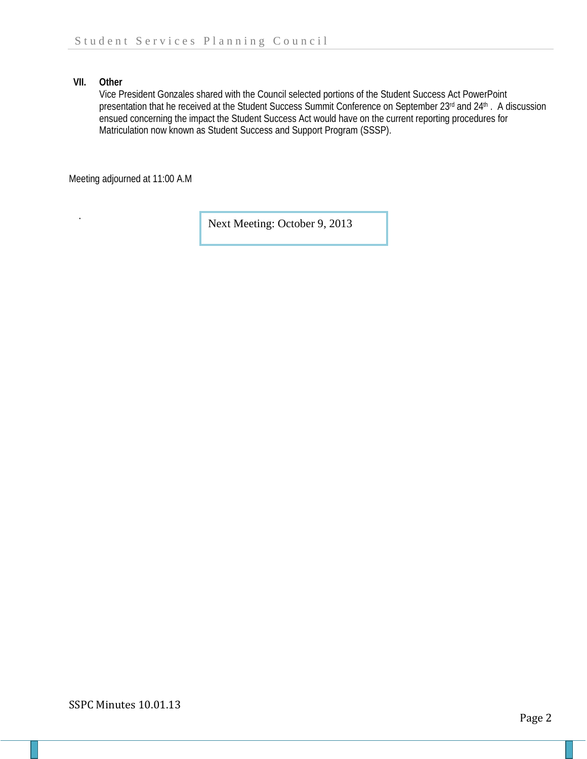**VII. Other**

Vice President Gonzales shared with the Council selected portions of the Student Success Act PowerPoint presentation that he received at the Student Success Summit Conference on September 23rd and 24th. A discussion ensued concerning the impact the Student Success Act would have on the current reporting procedures for Matriculation now known as Student Success and Support Program (SSSP).

Meeting adjourned at 11:00 A.M

Next Meeting: October 9, 2013